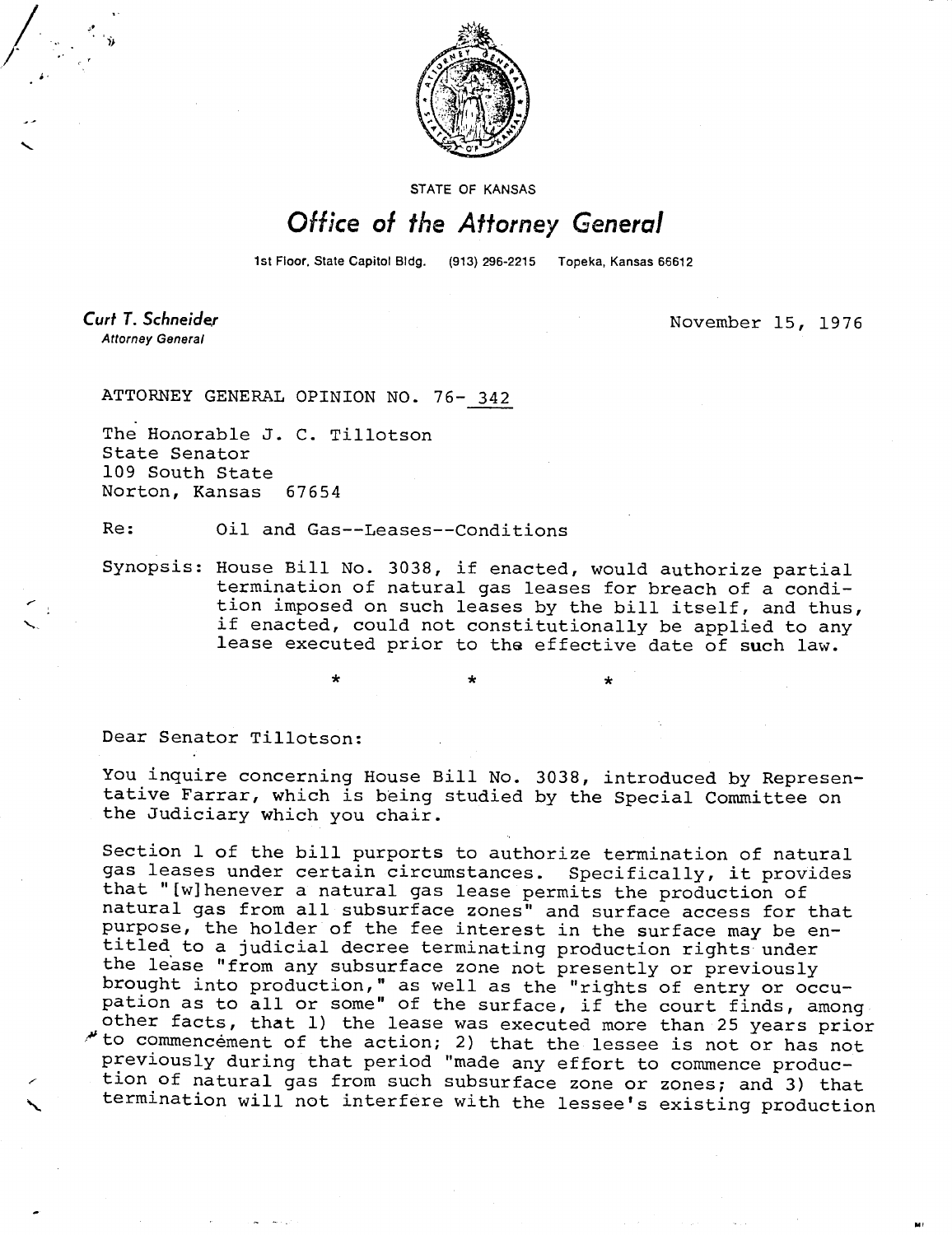STATE OF KANSAS

# Office of the Attorney General

1st Floor, State Capitol Bldg. (913) 296-2215 Topeka, Kansas 66612

**Curt T. Schneider**
*Attorney General*

November 15, 1976

ATTORNEY GENERAL OPINION NO. 76- 342

The Honorable J. C. Tillotson
State Senator
109 South State
Norton, Kansas 67654

Re: Oil and Gas--Leases--Conditions

Synopsis: House Bill No. 3038, if enacted, would authorize partial termination of natural gas leases for breach of a condition imposed on such leases by the bill itself, and thus, if enacted, could not constitutionally be applied to any lease executed prior to the effective date of such law.

\*   \*   \*

Dear Senator Tillotson:

You inquire concerning House Bill No. 3038, introduced by Representative Farrar, which is being studied by the Special Committee on the Judiciary which you chair.

Section 1 of the bill purports to authorize termination of natural gas leases under certain circumstances. Specifically, it provides that "[w]henever a natural gas lease permits the production of natural gas from all subsurface zones" and surface access for that purpose, the holder of the fee interest in the surface may be entitled to a judicial decree terminating production rights under the lease "from any subsurface zone not presently or previously brought into production," as well as the "rights of entry or occupation as to all or some" of the surface, if the court finds, among other facts, that 1) the lease was executed more than 25 years prior to commencement of the action; 2) that the lessee is not or has not previously during that period "made any effort to commence production of natural gas from such subsurface zone or zones; and 3) that termination will not interfere with the lessee's existing production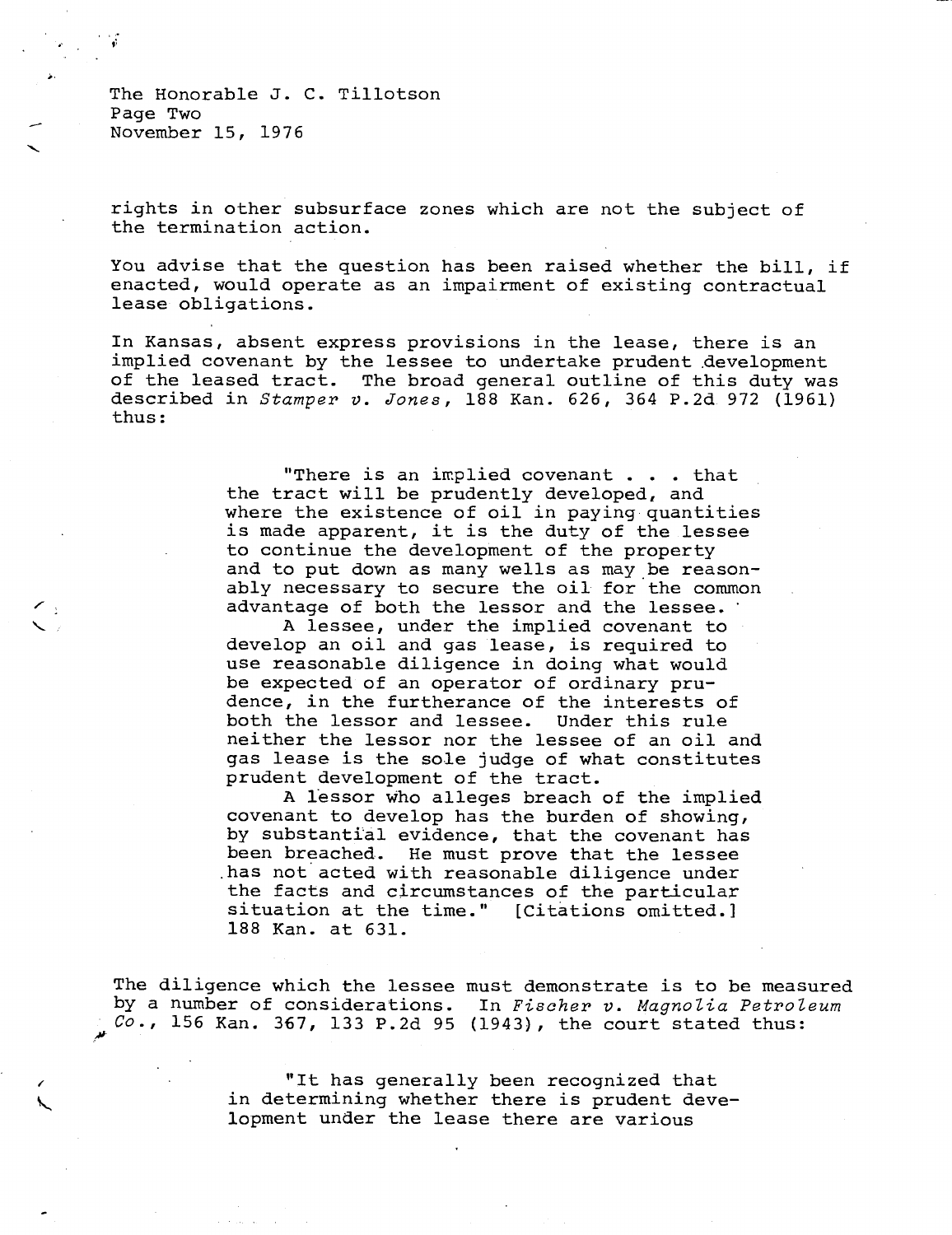rights in other subsurface zones which are not the subject of the termination action.

You advise that the question has been raised whether the bill, if enacted, would operate as an impairment of existing contractual lease obligations.

In Kansas, absent express provisions in the lease, there is an implied covenant by the lessee to undertake prudent development of the leased tract. The broad general outline of this duty was described in *Stamper v. Jones*, 188 Kan. 626, 364 P.2d 972 (1961) thus:

> "There is an implied covenant . . . that the tract will be prudently developed, and where the existence of oil in paying quantities is made apparent, it is the duty of the lessee to continue the development of the property and to put down as many wells as may be reasonably necessary to secure the oil for the common advantage of both the lessor and the lessee.
>
> A lessee, under the implied covenant to develop an oil and gas lease, is required to use reasonable diligence in doing what would be expected of an operator of ordinary prudence, in the furtherance of the interests of both the lessor and lessee. Under this rule neither the lessor nor the lessee of an oil and gas lease is the sole judge of what constitutes prudent development of the tract.
>
> A lessor who alleges breach of the implied covenant to develop has the burden of showing, by substantial evidence, that the covenant has been breached. He must prove that the lessee has not acted with reasonable diligence under the facts and circumstances of the particular situation at the time." [Citations omitted.] 188 Kan. at 631.

The diligence which the lessee must demonstrate is to be measured by a number of considerations. In *Fischer v. Magnolia Petroleum Co.*, 156 Kan. 367, 133 P.2d 95 (1943), the court stated thus:

> "It has generally been recognized that in determining whether there is prudent development under the lease there are various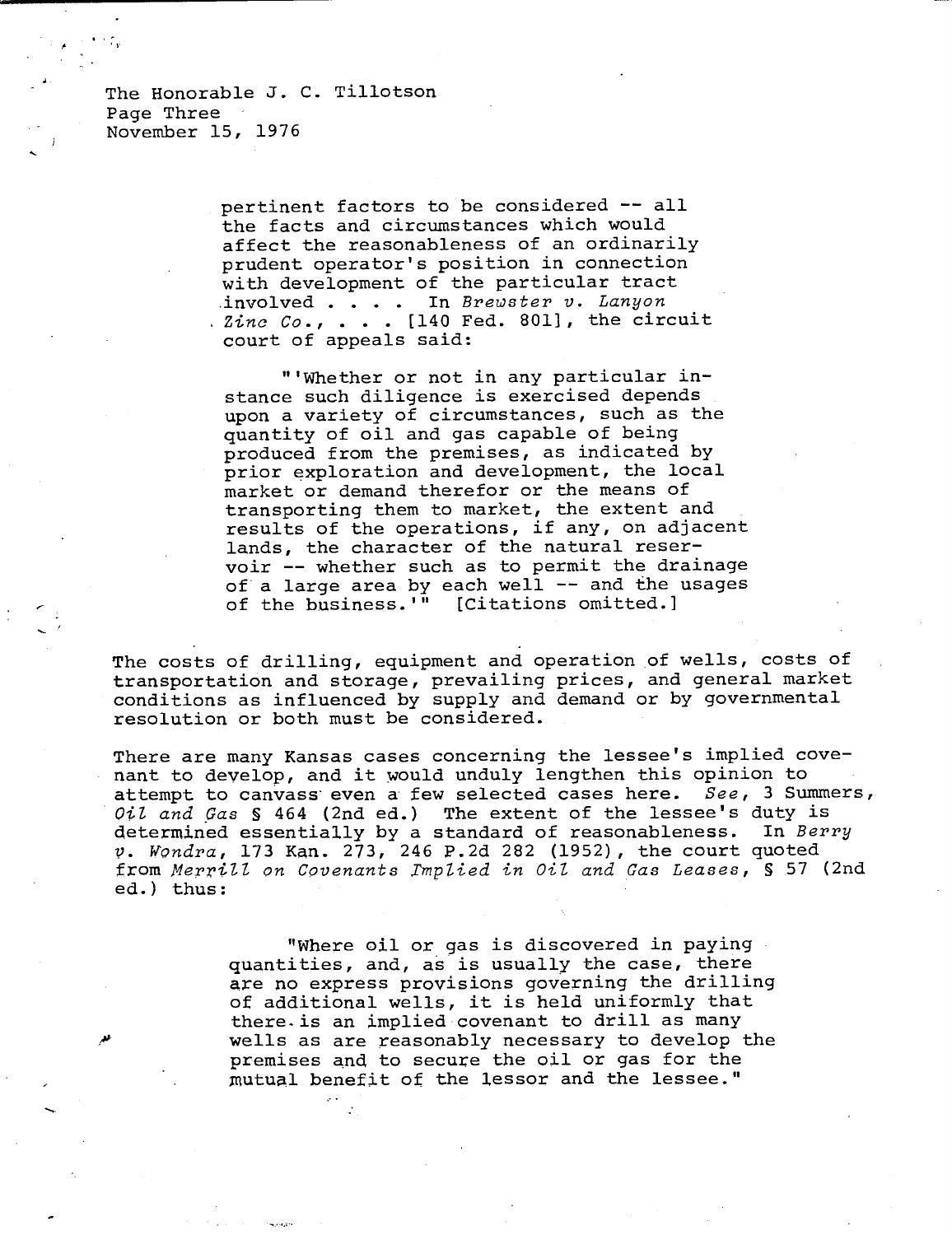pertinent factors to be considered -- all the facts and circumstances which would affect the reasonableness of an ordinarily prudent operator's position in connection with development of the particular tract involved . . . . In *Brewster v. Lanyon Zinc Co.*, . . . [140 Fed. 801], the circuit court of appeals said:

> "'Whether or not in any particular instance such diligence is exercised depends upon a variety of circumstances, such as the quantity of oil and gas capable of being produced from the premises, as indicated by prior exploration and development, the local market or demand therefor or the means of transporting them to market, the extent and results of the operations, if any, on adjacent lands, the character of the natural reservoir -- whether such as to permit the drainage of a large area by each well -- and the usages of the business.'" [Citations omitted.]

The costs of drilling, equipment and operation of wells, costs of transportation and storage, prevailing prices, and general market conditions as influenced by supply and demand or by governmental resolution or both must be considered.

There are many Kansas cases concerning the lessee's implied covenant to develop, and it would unduly lengthen this opinion to attempt to canvass even a few selected cases here. *See*, 3 Summers, *Oil and Gas* § 464 (2nd ed.) The extent of the lessee's duty is determined essentially by a standard of reasonableness. In *Berry v. Wondra*, 173 Kan. 273, 246 P.2d 282 (1952), the court quoted from *Merrill on Covenants Implied in Oil and Gas Leases*, § 57 (2nd ed.) thus:

> "Where oil or gas is discovered in paying quantities, and, as is usually the case, there are no express provisions governing the drilling of additional wells, it is held uniformly that there is an implied covenant to drill as many wells as are reasonably necessary to develop the premises and to secure the oil or gas for the mutual benefit of the lessor and the lessee."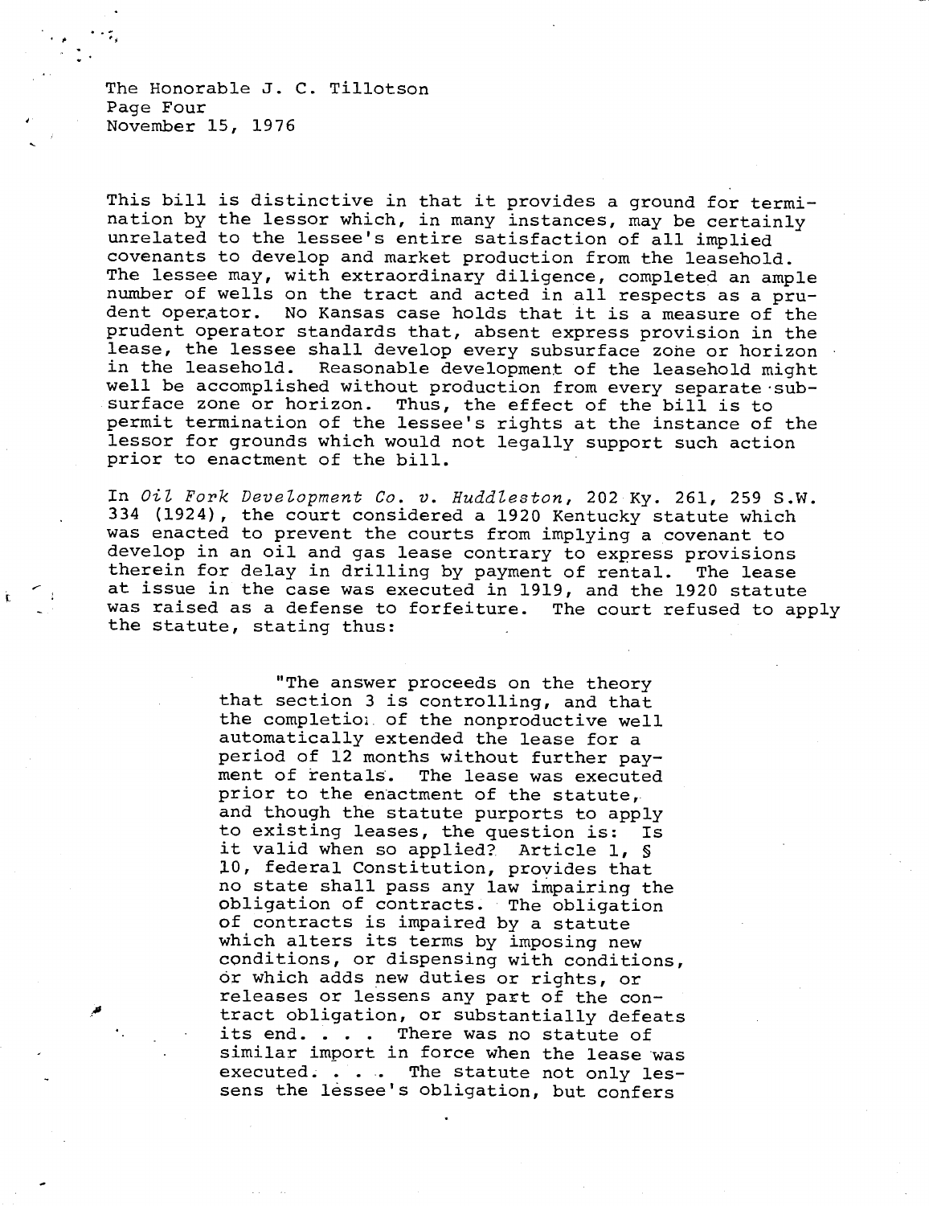The Honorable J. C. Tillotson
Page Four
November 15, 1976

This bill is distinctive in that it provides a ground for termination by the lessor which, in many instances, may be certainly unrelated to the lessee's entire satisfaction of all implied covenants to develop and market production from the leasehold. The lessee may, with extraordinary diligence, completed an ample number of wells on the tract and acted in all respects as a prudent operator. No Kansas case holds that it is a measure of the prudent operator standards that, absent express provision in the lease, the lessee shall develop every subsurface zone or horizon in the leasehold. Reasonable development of the leasehold might well be accomplished without production from every separate subsurface zone or horizon. Thus, the effect of the bill is to permit termination of the lessee's rights at the instance of the lessor for grounds which would not legally support such action prior to enactment of the bill.

In *Oil Fork Development Co. v. Huddleston*, 202 Ky. 261, 259 S.W. 334 (1924), the court considered a 1920 Kentucky statute which was enacted to prevent the courts from implying a covenant to develop in an oil and gas lease contrary to express provisions therein for delay in drilling by payment of rental. The lease at issue in the case was executed in 1919, and the 1920 statute was raised as a defense to forfeiture. The court refused to apply the statute, stating thus:

> "The answer proceeds on the theory that section 3 is controlling, and that the completion of the nonproductive well automatically extended the lease for a period of 12 months without further payment of rentals. The lease was executed prior to the enactment of the statute, and though the statute purports to apply to existing leases, the question is: Is it valid when so applied? Article 1, § 10, federal Constitution, provides that no state shall pass any law impairing the obligation of contracts. The obligation of contracts is impaired by a statute which alters its terms by imposing new conditions, or dispensing with conditions, or which adds new duties or rights, or releases or lessens any part of the contract obligation, or substantially defeats its end. . . . There was no statute of similar import in force when the lease was executed. . . . The statute not only lessens the lessee's obligation, but confers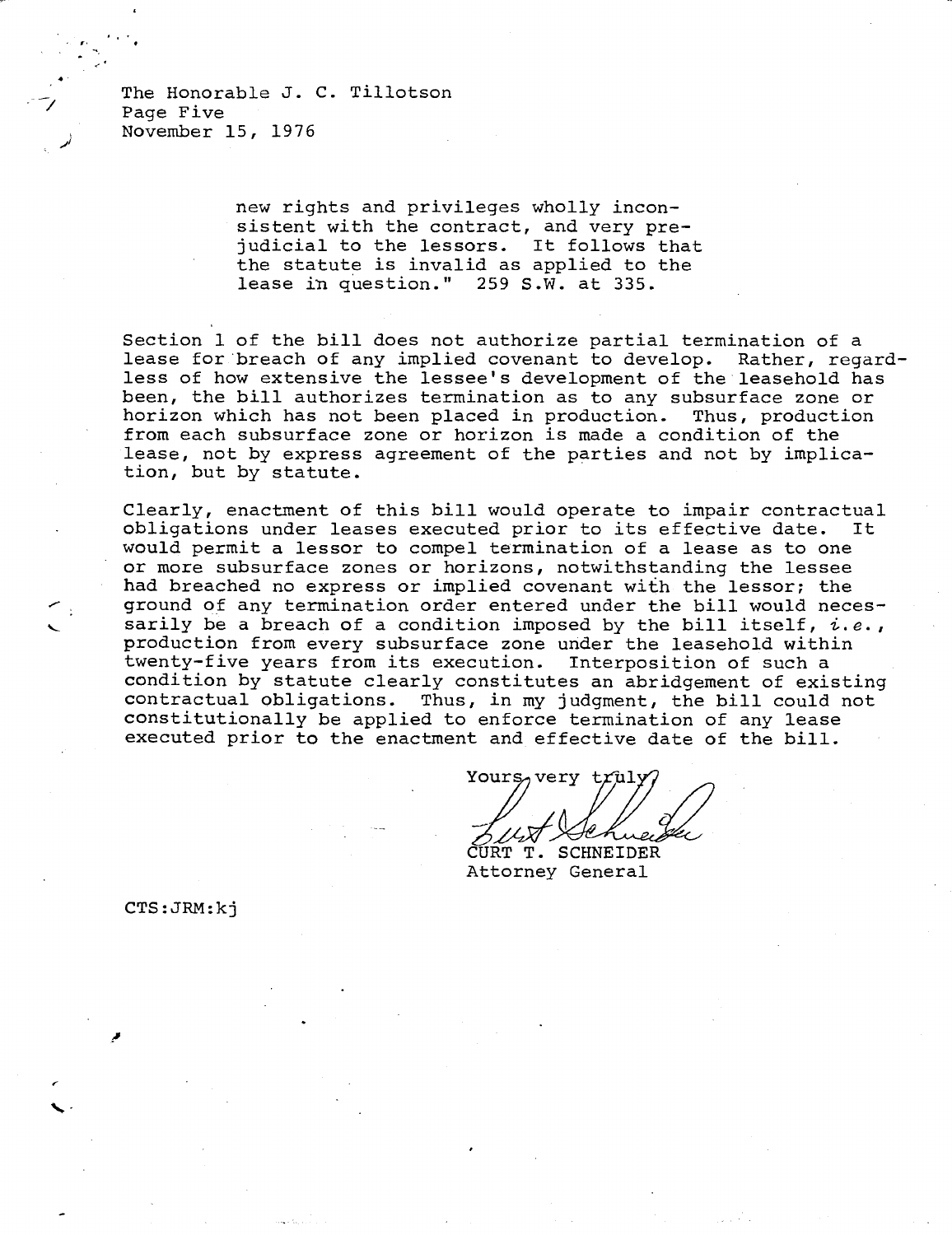new rights and privileges wholly inconsistent with the contract, and very prejudicial to the lessors. It follows that the statute is invalid as applied to the lease in question." 259 S.W. at 335.

Section 1 of the bill does not authorize partial termination of a lease for breach of any implied covenant to develop. Rather, regardless of how extensive the lessee's development of the leasehold has been, the bill authorizes termination as to any subsurface zone or horizon which has not been placed in production. Thus, production from each subsurface zone or horizon is made a condition of the lease, not by express agreement of the parties and not by implication, but by statute.

Clearly, enactment of this bill would operate to impair contractual obligations under leases executed prior to its effective date. It would permit a lessor to compel termination of a lease as to one or more subsurface zones or horizons, notwithstanding the lessee had breached no express or implied covenant with the lessor; the ground of any termination order entered under the bill would necessarily be a breach of a condition imposed by the bill itself, *i.e.*, production from every subsurface zone under the leasehold within twenty-five years from its execution. Interposition of such a condition by statute clearly constitutes an abridgement of existing contractual obligations. Thus, in my judgment, the bill could not constitutionally be applied to enforce termination of any lease executed prior to the enactment and effective date of the bill.

Yours very truly,

CURT T. SCHNEIDER
Attorney General

CTS:JRM:kj